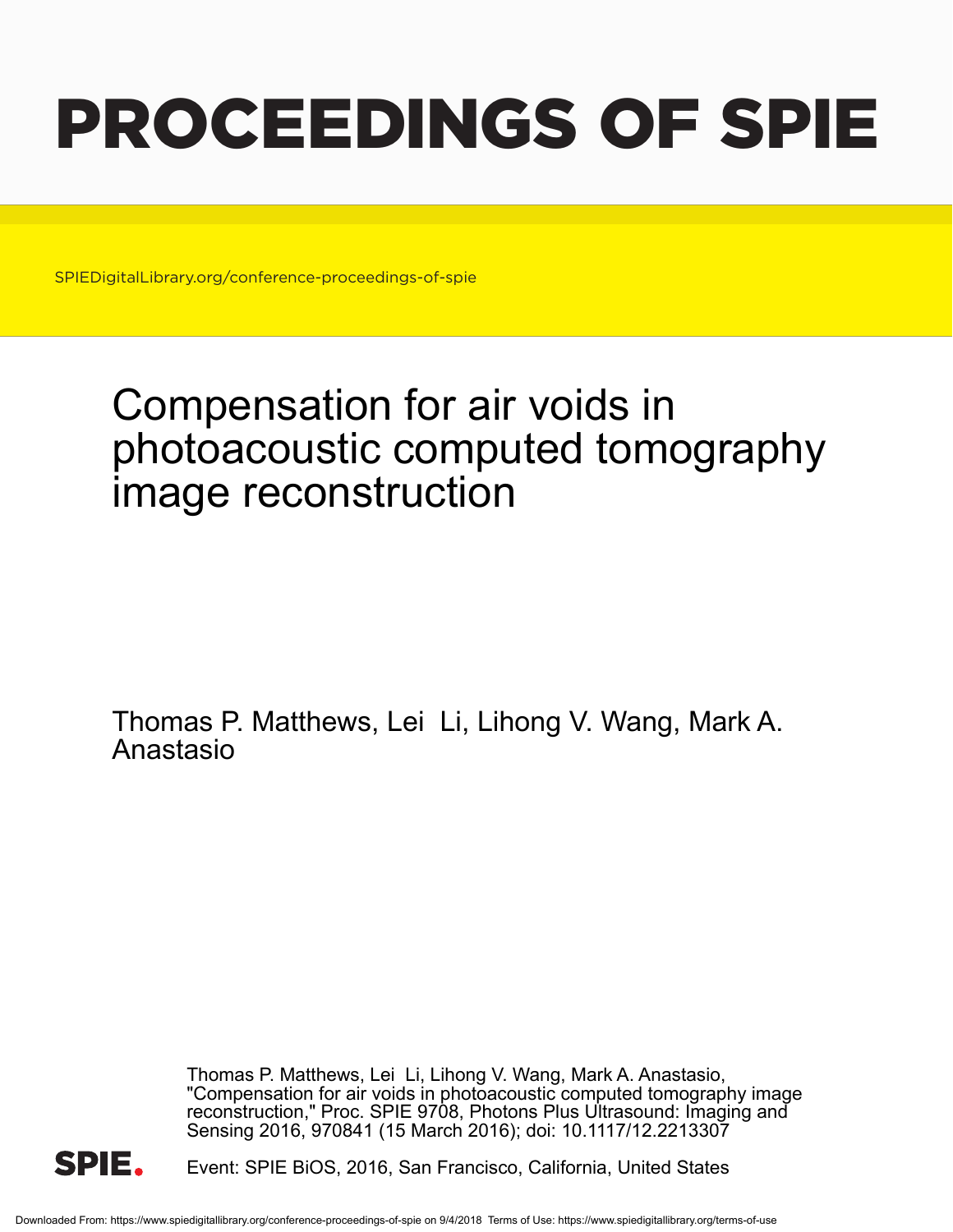# PROCEEDINGS OF SPIE

SPIEDigitalLibrary.org/conference-proceedings-of-spie

## Compensation for air voids in photoacoustic computed tomography image reconstruction

Thomas P. Matthews, Lei Li, Lihong V. Wang, Mark A. Anastasio

Thomas P. Matthews, Lei Li, Lihong V. Wang, Mark A. Anastasio, "Compensation for air voids in photoacoustic computed tomography image reconstruction," Proc. SPIE 9708, Photons Plus Ultrasound: Imaging and Sensing 2016, 970841 (15 March 2016); doi: 10.1117/12.2213307

Event: SPIE BiOS, 2016, San Francisco, California, United States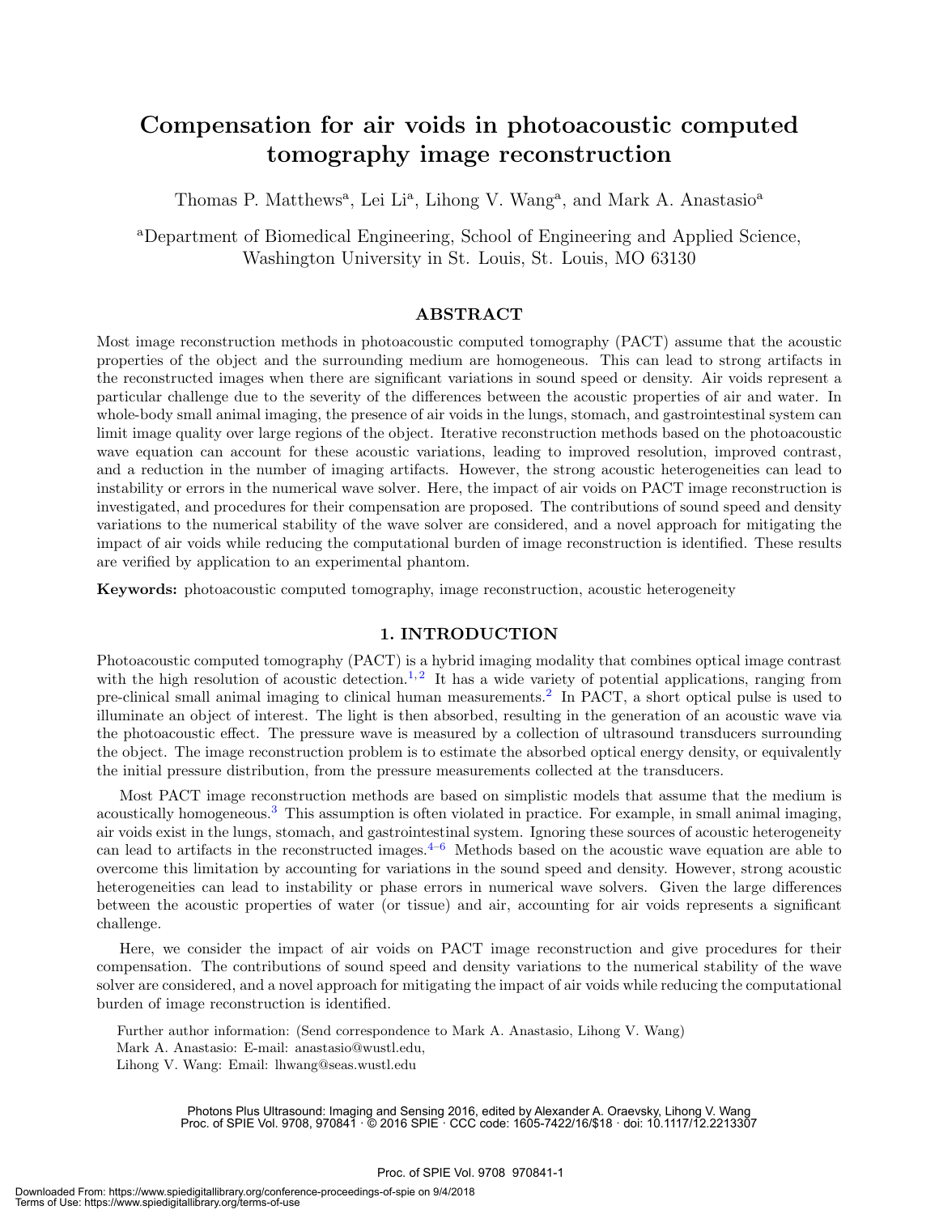# Compensation for air voids in photoacoustic computed tomography image reconstruction

Thomas P. Matthews[a], Lei Li[a], Lihong V. Wang[a], and Mark A. Anastasio[a]

[a]Department of Biomedical Engineering, School of Engineering and Applied Science, Washington University in St. Louis, St. Louis, MO 63130

## ABSTRACT

Most image reconstruction methods in photoacoustic computed tomography (PACT) assume that the acoustic properties of the object and the surrounding medium are homogeneous. This can lead to strong artifacts in the reconstructed images when there are significant variations in sound speed or density. Air voids represent a particular challenge due to the severity of the differences between the acoustic properties of air and water. In whole-body small animal imaging, the presence of air voids in the lungs, stomach, and gastrointestinal system can limit image quality over large regions of the object. Iterative reconstruction methods based on the photoacoustic wave equation can account for these acoustic variations, leading to improved resolution, improved contrast, and a reduction in the number of imaging artifacts. However, the strong acoustic heterogeneities can lead to instability or errors in the numerical wave solver. Here, the impact of air voids on PACT image reconstruction is investigated, and procedures for their compensation are proposed. The contributions of sound speed and density variations to the numerical stability of the wave solver are considered, and a novel approach for mitigating the impact of air voids while reducing the computational burden of image reconstruction is identified. These results are verified by application to an experimental phantom.

**Keywords:** photoacoustic computed tomography, image reconstruction, acoustic heterogeneity

## 1. INTRODUCTION

Photoacoustic computed tomography (PACT) is a hybrid imaging modality that combines optical image contrast with the high resolution of acoustic detection.[1,2] It has a wide variety of potential applications, ranging from pre-clinical small animal imaging to clinical human measurements.[2] In PACT, a short optical pulse is used to illuminate an object of interest. The light is then absorbed, resulting in the generation of an acoustic wave via the photoacoustic effect. The pressure wave is measured by a collection of ultrasound transducers surrounding the object. The image reconstruction problem is to estimate the absorbed optical energy density, or equivalently the initial pressure distribution, from the pressure measurements collected at the transducers.

Most PACT image reconstruction methods are based on simplistic models that assume that the medium is acoustically homogeneous.[3] This assumption is often violated in practice. For example, in small animal imaging, air voids exist in the lungs, stomach, and gastrointestinal system. Ignoring these sources of acoustic heterogeneity can lead to artifacts in the reconstructed images.[4–6] Methods based on the acoustic wave equation are able to overcome this limitation by accounting for variations in the sound speed and density. However, strong acoustic heterogeneities can lead to instability or phase errors in numerical wave solvers. Given the large differences between the acoustic properties of water (or tissue) and air, accounting for air voids represents a significant challenge.

Here, we consider the impact of air voids on PACT image reconstruction and give procedures for their compensation. The contributions of sound speed and density variations to the numerical stability of the wave solver are considered, and a novel approach for mitigating the impact of air voids while reducing the computational burden of image reconstruction is identified.

Further author information: (Send correspondence to Mark A. Anastasio, Lihong V. Wang)
Mark A. Anastasio: E-mail: anastasio@wustl.edu,
Lihong V. Wang: Email: lhwang@seas.wustl.edu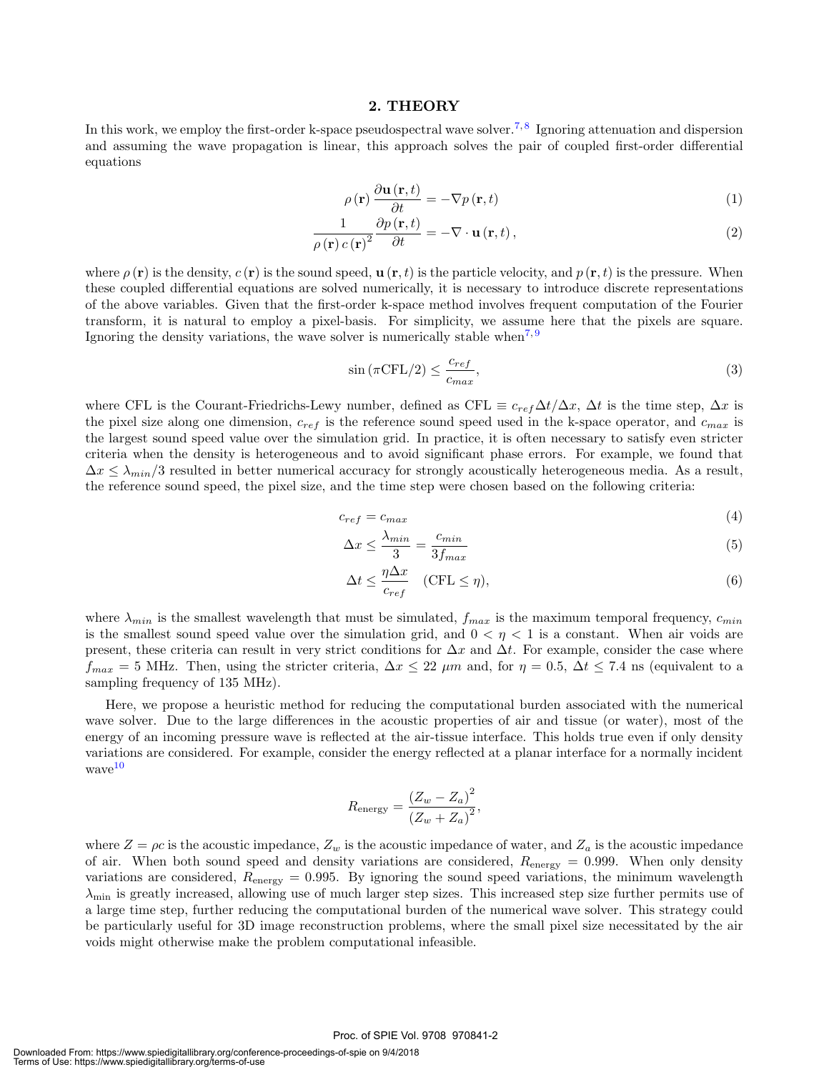## 2. THEORY

In this work, we employ the first-order k-space pseudospectral wave solver.[7,8] Ignoring attenuation and dispersion and assuming the wave propagation is linear, this approach solves the pair of coupled first-order differential equations

$$\rho(\mathbf{r}) \frac{\partial \mathbf{u}(\mathbf{r}, t)}{\partial t} = -\nabla p(\mathbf{r}, t) \tag{1}$$

$$\frac{1}{\rho(\mathbf{r}) c(\mathbf{r})^2} \frac{\partial p(\mathbf{r}, t)}{\partial t} = -\nabla \cdot \mathbf{u}(\mathbf{r}, t), \tag{2}$$

where $\rho(\mathbf{r})$ is the density, $c(\mathbf{r})$ is the sound speed, $\mathbf{u}(\mathbf{r}, t)$ is the particle velocity, and $p(\mathbf{r}, t)$ is the pressure. When these coupled differential equations are solved numerically, it is necessary to introduce discrete representations of the above variables. Given that the first-order k-space method involves frequent computation of the Fourier transform, it is natural to employ a pixel-basis. For simplicity, we assume here that the pixels are square. Ignoring the density variations, the wave solver is numerically stable when[7,9]

$$\sin(\pi \mathrm{CFL}/2) \leq \frac{c_{ref}}{c_{max}}, \tag{3}$$

where CFL is the Courant-Friedrichs-Lewy number, defined as $\mathrm{CFL} \equiv c_{ref}\Delta t/\Delta x$, $\Delta t$ is the time step, $\Delta x$ is the pixel size along one dimension, $c_{ref}$ is the reference sound speed used in the k-space operator, and $c_{max}$ is the largest sound speed value over the simulation grid. In practice, it is often necessary to satisfy even stricter criteria when the density is heterogeneous and to avoid significant phase errors. For example, we found that $\Delta x \leq \lambda_{min}/3$ resulted in better numerical accuracy for strongly acoustically heterogeneous media. As a result, the reference sound speed, the pixel size, and the time step were chosen based on the following criteria:

$$c_{ref} = c_{max} \tag{4}$$

$$\Delta x \leq \frac{\lambda_{min}}{3} = \frac{c_{min}}{3 f_{max}} \tag{5}$$

$$\Delta t \leq \frac{\eta \Delta x}{c_{ref}} \quad (\mathrm{CFL} \leq \eta), \tag{6}$$

where $\lambda_{min}$ is the smallest wavelength that must be simulated, $f_{max}$ is the maximum temporal frequency, $c_{min}$ is the smallest sound speed value over the simulation grid, and $0 < \eta < 1$ is a constant. When air voids are present, these criteria can result in very strict conditions for $\Delta x$ and $\Delta t$. For example, consider the case where $f_{max} = 5$ MHz. Then, using the stricter criteria, $\Delta x \leq 22\ \mu m$ and, for $\eta = 0.5$, $\Delta t \leq 7.4$ ns (equivalent to a sampling frequency of 135 MHz).

Here, we propose a heuristic method for reducing the computational burden associated with the numerical wave solver. Due to the large differences in the acoustic properties of air and tissue (or water), most of the energy of an incoming pressure wave is reflected at the air-tissue interface. This holds true even if only density variations are considered. For example, consider the energy reflected at a planar interface for a normally incident wave[10]

$$R_{\text{energy}} = \frac{(Z_w - Z_a)^2}{(Z_w + Z_a)^2},$$

where $Z = \rho c$ is the acoustic impedance, $Z_w$ is the acoustic impedance of water, and $Z_a$ is the acoustic impedance of air. When both sound speed and density variations are considered, $R_{\text{energy}} = 0.999$. When only density variations are considered, $R_{\text{energy}} = 0.995$. By ignoring the sound speed variations, the minimum wavelength $\lambda_{\min}$ is greatly increased, allowing use of much larger step sizes. This increased step size further permits use of a large time step, further reducing the computational burden of the numerical wave solver. This strategy could be particularly useful for 3D image reconstruction problems, where the small pixel size necessitated by the air voids might otherwise make the problem computational infeasible.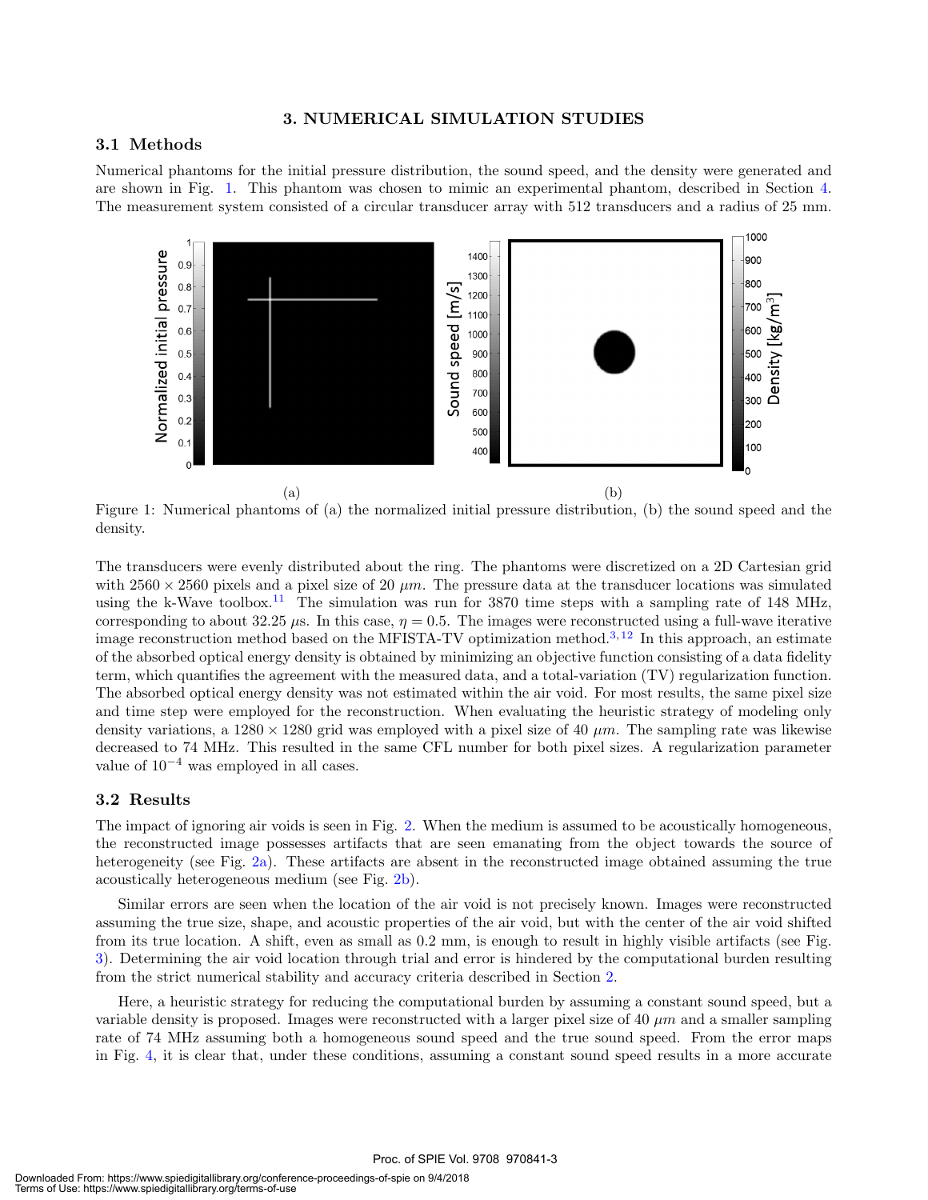## 3. NUMERICAL SIMULATION STUDIES

### 3.1 Methods

Numerical phantoms for the initial pressure distribution, the sound speed, and the density were generated and are shown in Fig. 1. This phantom was chosen to mimic an experimental phantom, described in Section 4. The measurement system consisted of a circular transducer array with 512 transducers and a radius of 25 mm.

(a) (b)

Figure 1: Numerical phantoms of (a) the normalized initial pressure distribution, (b) the sound speed and the density.

The transducers were evenly distributed about the ring. The phantoms were discretized on a 2D Cartesian grid with $2560 \times 2560$ pixels and a pixel size of 20 $\mu m$. The pressure data at the transducer locations was simulated using the k-Wave toolbox.[11] The simulation was run for 3870 time steps with a sampling rate of 148 MHz, corresponding to about 32.25 $\mu$s. In this case, $\eta = 0.5$. The images were reconstructed using a full-wave iterative image reconstruction method based on the MFISTA-TV optimization method.[3,12] In this approach, an estimate of the absorbed optical energy density is obtained by minimizing an objective function consisting of a data fidelity term, which quantifies the agreement with the measured data, and a total-variation (TV) regularization function. The absorbed optical energy density was not estimated within the air void. For most results, the same pixel size and time step were employed for the reconstruction. When evaluating the heuristic strategy of modeling only density variations, a $1280 \times 1280$ grid was employed with a pixel size of 40 $\mu m$. The sampling rate was likewise decreased to 74 MHz. This resulted in the same CFL number for both pixel sizes. A regularization parameter value of $10^{-4}$ was employed in all cases.

### 3.2 Results

The impact of ignoring air voids is seen in Fig. 2. When the medium is assumed to be acoustically homogeneous, the reconstructed image possesses artifacts that are seen emanating from the object towards the source of heterogeneity (see Fig. 2a). These artifacts are absent in the reconstructed image obtained assuming the true acoustically heterogeneous medium (see Fig. 2b).

Similar errors are seen when the location of the air void is not precisely known. Images were reconstructed assuming the true size, shape, and acoustic properties of the air void, but with the center of the air void shifted from its true location. A shift, even as small as 0.2 mm, is enough to result in highly visible artifacts (see Fig. 3). Determining the air void location through trial and error is hindered by the computational burden resulting from the strict numerical stability and accuracy criteria described in Section 2.

Here, a heuristic strategy for reducing the computational burden by assuming a constant sound speed, but a variable density is proposed. Images were reconstructed with a larger pixel size of 40 $\mu m$ and a smaller sampling rate of 74 MHz assuming both a homogeneous sound speed and the true sound speed. From the error maps in Fig. 4, it is clear that, under these conditions, assuming a constant sound speed results in a more accurate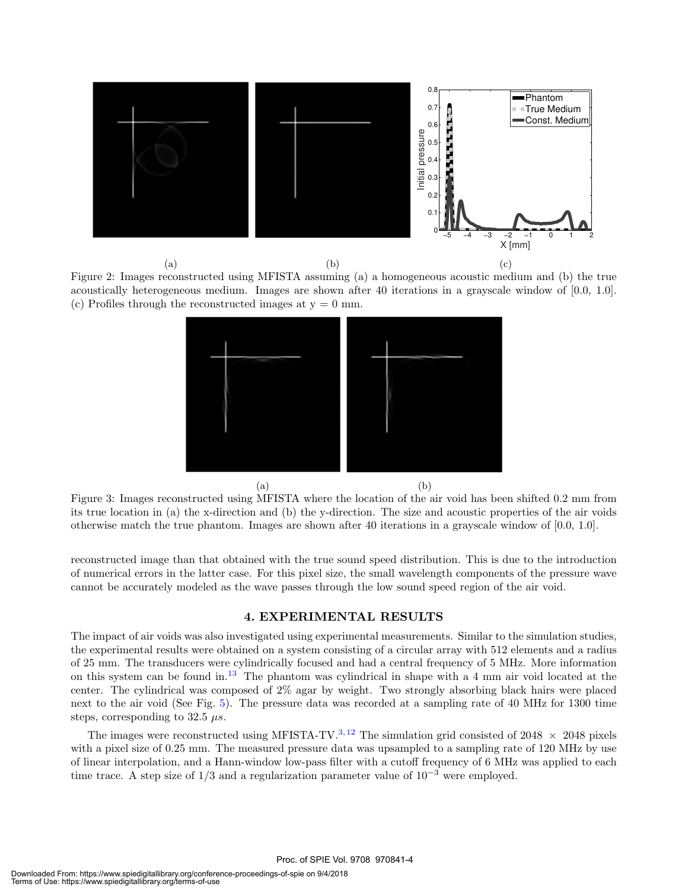(a) (b) (c)

Figure 2: Images reconstructed using MFISTA assuming (a) a homogeneous acoustic medium and (b) the true acoustically heterogeneous medium. Images are shown after 40 iterations in a grayscale window of [0.0, 1.0]. (c) Profiles through the reconstructed images at y = 0 mm.

(a) (b)

Figure 3: Images reconstructed using MFISTA where the location of the air void has been shifted 0.2 mm from its true location in (a) the x-direction and (b) the y-direction. The size and acoustic properties of the air voids otherwise match the true phantom. Images are shown after 40 iterations in a grayscale window of [0.0, 1.0].

reconstructed image than that obtained with the true sound speed distribution. This is due to the introduction of numerical errors in the latter case. For this pixel size, the small wavelength components of the pressure wave cannot be accurately modeled as the wave passes through the low sound speed region of the air void.

## 4. EXPERIMENTAL RESULTS

The impact of air voids was also investigated using experimental measurements. Similar to the simulation studies, the experimental results were obtained on a system consisting of a circular array with 512 elements and a radius of 25 mm. The transducers were cylindrically focused and had a central frequency of 5 MHz. More information on this system can be found in.[13] The phantom was cylindrical in shape with a 4 mm air void located at the center. The cylindrical was composed of 2% agar by weight. Two strongly absorbing black hairs were placed next to the air void (See Fig. 5). The pressure data was recorded at a sampling rate of 40 MHz for 1300 time steps, corresponding to 32.5 $\mu s$.

The images were reconstructed using MFISTA-TV.[3,12] The simulation grid consisted of 2048 $\times$ 2048 pixels with a pixel size of 0.25 mm. The measured pressure data was upsampled to a sampling rate of 120 MHz by use of linear interpolation, and a Hann-window low-pass filter with a cutoff frequency of 6 MHz was applied to each time trace. A step size of 1/3 and a regularization parameter value of $10^{-3}$ were employed.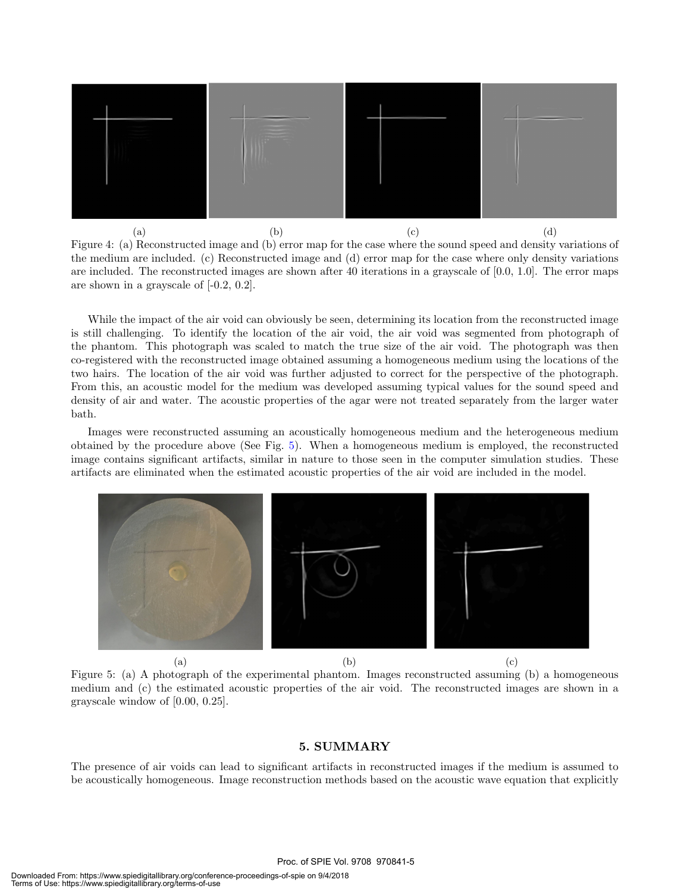(a) (b) (c) (d)

Figure 4: (a) Reconstructed image and (b) error map for the case where the sound speed and density variations of the medium are included. (c) Reconstructed image and (d) error map for the case where only density variations are included. The reconstructed images are shown after 40 iterations in a grayscale of [0.0, 1.0]. The error maps are shown in a grayscale of [-0.2, 0.2].

While the impact of the air void can obviously be seen, determining its location from the reconstructed image is still challenging. To identify the location of the air void, the air void was segmented from photograph of the phantom. This photograph was scaled to match the true size of the air void. The photograph was then co-registered with the reconstructed image obtained assuming a homogeneous medium using the locations of the two hairs. The location of the air void was further adjusted to correct for the perspective of the photograph. From this, an acoustic model for the medium was developed assuming typical values for the sound speed and density of air and water. The acoustic properties of the agar were not treated separately from the larger water bath.

Images were reconstructed assuming an acoustically homogeneous medium and the heterogeneous medium obtained by the procedure above (See Fig. 5). When a homogeneous medium is employed, the reconstructed image contains significant artifacts, similar in nature to those seen in the computer simulation studies. These artifacts are eliminated when the estimated acoustic properties of the air void are included in the model.

(a) (b) (c)

Figure 5: (a) A photograph of the experimental phantom. Images reconstructed assuming (b) a homogeneous medium and (c) the estimated acoustic properties of the air void. The reconstructed images are shown in a grayscale window of [0.00, 0.25].

## 5. SUMMARY

The presence of air voids can lead to significant artifacts in reconstructed images if the medium is assumed to be acoustically homogeneous. Image reconstruction methods based on the acoustic wave equation that explicitly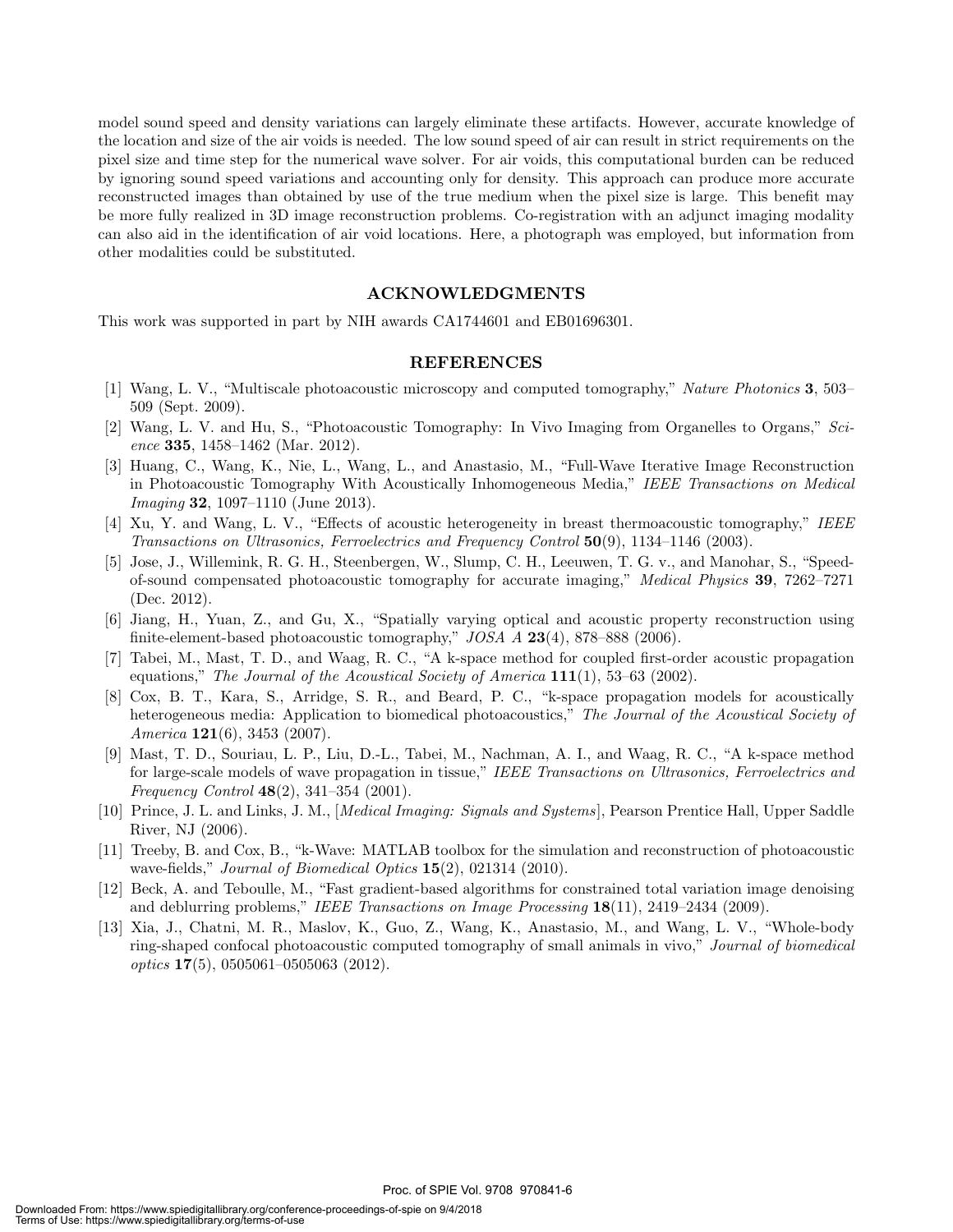model sound speed and density variations can largely eliminate these artifacts. However, accurate knowledge of the location and size of the air voids is needed. The low sound speed of air can result in strict requirements on the pixel size and time step for the numerical wave solver. For air voids, this computational burden can be reduced by ignoring sound speed variations and accounting only for density. This approach can produce more accurate reconstructed images than obtained by use of the true medium when the pixel size is large. This benefit may be more fully realized in 3D image reconstruction problems. Co-registration with an adjunct imaging modality can also aid in the identification of air void locations. Here, a photograph was employed, but information from other modalities could be substituted.

## ACKNOWLEDGMENTS

This work was supported in part by NIH awards CA1744601 and EB01696301.

## REFERENCES

[1] Wang, L. V., "Multiscale photoacoustic microscopy and computed tomography," *Nature Photonics* **3**, 503–509 (Sept. 2009).

[2] Wang, L. V. and Hu, S., "Photoacoustic Tomography: In Vivo Imaging from Organelles to Organs," *Science* **335**, 1458–1462 (Mar. 2012).

[3] Huang, C., Wang, K., Nie, L., Wang, L., and Anastasio, M., "Full-Wave Iterative Image Reconstruction in Photoacoustic Tomography With Acoustically Inhomogeneous Media," *IEEE Transactions on Medical Imaging* **32**, 1097–1110 (June 2013).

[4] Xu, Y. and Wang, L. V., "Effects of acoustic heterogeneity in breast thermoacoustic tomography," *IEEE Transactions on Ultrasonics, Ferroelectrics and Frequency Control* **50**(9), 1134–1146 (2003).

[5] Jose, J., Willemink, R. G. H., Steenbergen, W., Slump, C. H., Leeuwen, T. G. v., and Manohar, S., "Speed-of-sound compensated photoacoustic tomography for accurate imaging," *Medical Physics* **39**, 7262–7271 (Dec. 2012).

[6] Jiang, H., Yuan, Z., and Gu, X., "Spatially varying optical and acoustic property reconstruction using finite-element-based photoacoustic tomography," *JOSA A* **23**(4), 878–888 (2006).

[7] Tabei, M., Mast, T. D., and Waag, R. C., "A k-space method for coupled first-order acoustic propagation equations," *The Journal of the Acoustical Society of America* **111**(1), 53–63 (2002).

[8] Cox, B. T., Kara, S., Arridge, S. R., and Beard, P. C., "k-space propagation models for acoustically heterogeneous media: Application to biomedical photoacoustics," *The Journal of the Acoustical Society of America* **121**(6), 3453 (2007).

[9] Mast, T. D., Souriau, L. P., Liu, D.-L., Tabei, M., Nachman, A. I., and Waag, R. C., "A k-space method for large-scale models of wave propagation in tissue," *IEEE Transactions on Ultrasonics, Ferroelectrics and Frequency Control* **48**(2), 341–354 (2001).

[10] Prince, J. L. and Links, J. M., [*Medical Imaging: Signals and Systems*], Pearson Prentice Hall, Upper Saddle River, NJ (2006).

[11] Treeby, B. and Cox, B., "k-Wave: MATLAB toolbox for the simulation and reconstruction of photoacoustic wave-fields," *Journal of Biomedical Optics* **15**(2), 021314 (2010).

[12] Beck, A. and Teboulle, M., "Fast gradient-based algorithms for constrained total variation image denoising and deblurring problems," *IEEE Transactions on Image Processing* **18**(11), 2419–2434 (2009).

[13] Xia, J., Chatni, M. R., Maslov, K., Guo, Z., Wang, K., Anastasio, M., and Wang, L. V., "Whole-body ring-shaped confocal photoacoustic computed tomography of small animals in vivo," *Journal of biomedical optics* **17**(5), 0505061–0505063 (2012).